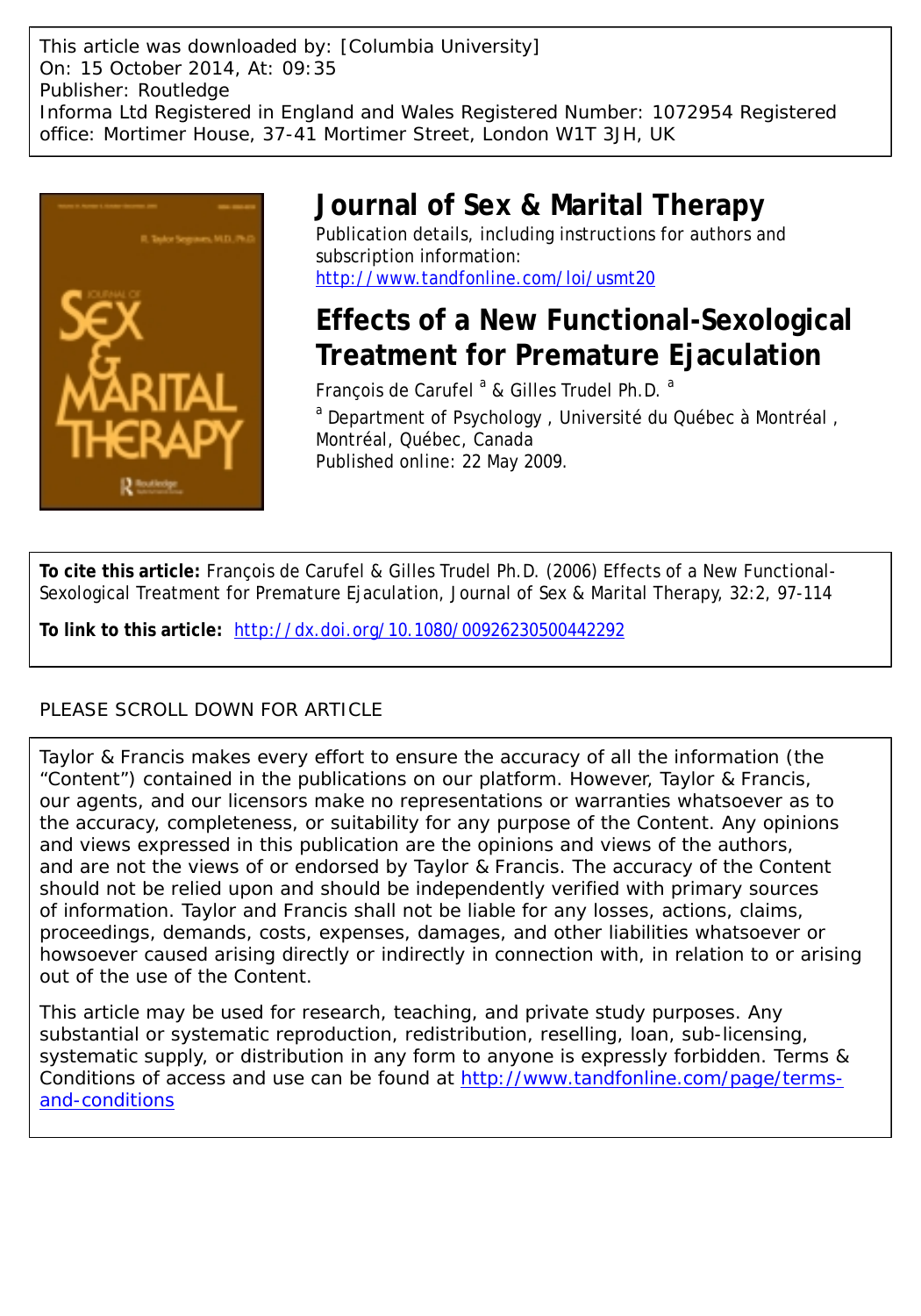This article was downloaded by: [Columbia University]
On: 15 October 2014, At: 09:35
Publisher: Routledge
Informa Ltd Registered in England and Wales Registered Number: 1072954 Registered office: Mortimer House, 37-41 Mortimer Street, London W1T 3JH, UK

# Journal of Sex & Marital Therapy

Publication details, including instructions for authors and subscription information:
http://www.tandfonline.com/loi/usmt20

## Effects of a New Functional-Sexological Treatment for Premature Ejaculation

François de Carufel [a] & Gilles Trudel Ph.D. [a]

[a] Department of Psychology , Université du Québec à Montréal , Montréal, Québec, Canada

Published online: 22 May 2009.

**To cite this article:** François de Carufel & Gilles Trudel Ph.D. (2006) Effects of a New Functional-Sexological Treatment for Premature Ejaculation, Journal of Sex & Marital Therapy, 32:2, 97-114

**To link to this article:** http://dx.doi.org/10.1080/00926230500442292

PLEASE SCROLL DOWN FOR ARTICLE

Taylor & Francis makes every effort to ensure the accuracy of all the information (the "Content") contained in the publications on our platform. However, Taylor & Francis, our agents, and our licensors make no representations or warranties whatsoever as to the accuracy, completeness, or suitability for any purpose of the Content. Any opinions and views expressed in this publication are the opinions and views of the authors, and are not the views of or endorsed by Taylor & Francis. The accuracy of the Content should not be relied upon and should be independently verified with primary sources of information. Taylor and Francis shall not be liable for any losses, actions, claims, proceedings, demands, costs, expenses, damages, and other liabilities whatsoever or howsoever caused arising directly or indirectly in connection with, in relation to or arising out of the use of the Content.

This article may be used for research, teaching, and private study purposes. Any substantial or systematic reproduction, redistribution, reselling, loan, sub-licensing, systematic supply, or distribution in any form to anyone is expressly forbidden. Terms & Conditions of access and use can be found at http://www.tandfonline.com/page/terms-and-conditions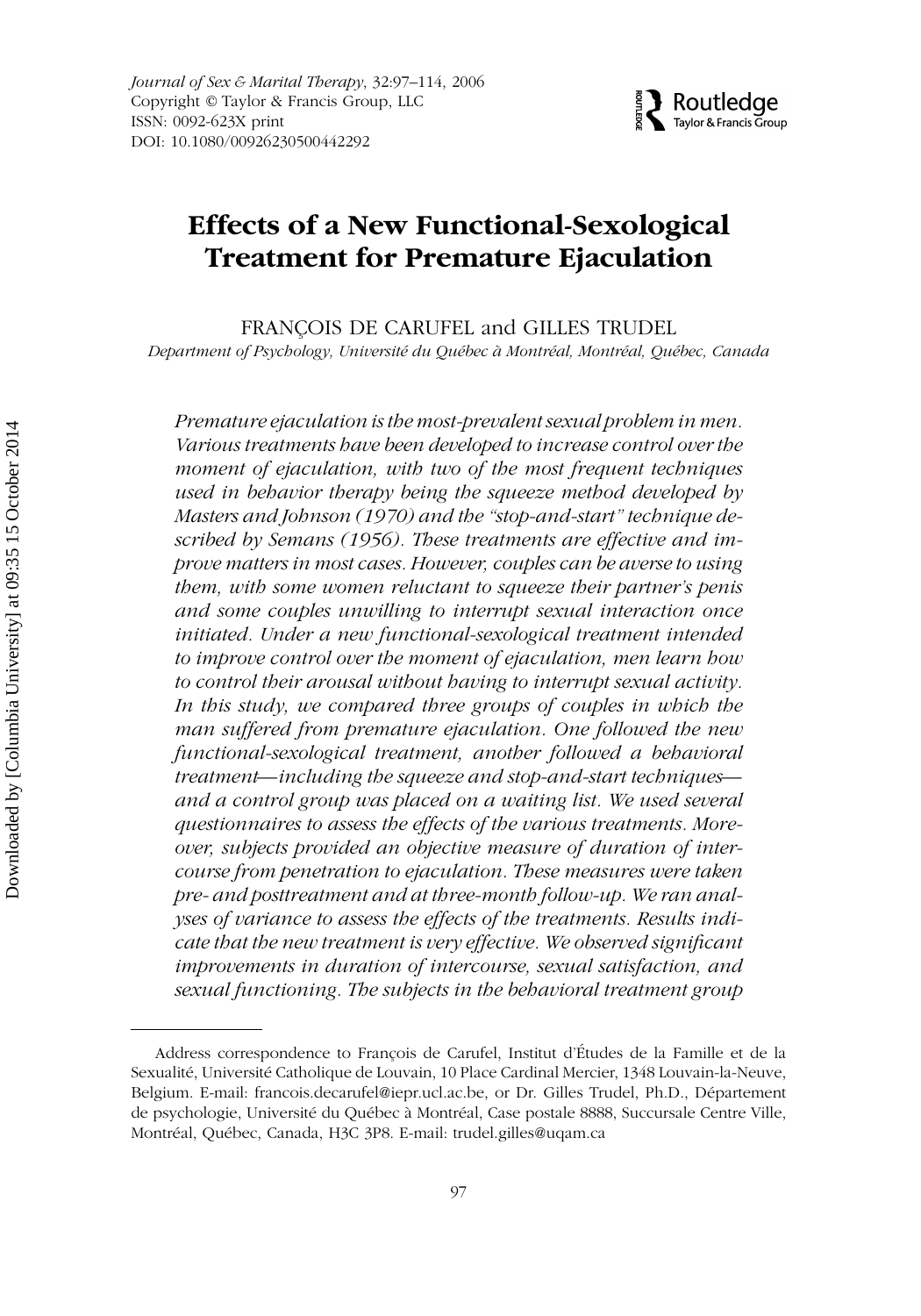# Effects of a New Functional-Sexological Treatment for Premature Ejaculation

FRANÇOIS DE CARUFEL and GILLES TRUDEL

*Department of Psychology, Université du Québec à Montréal, Montréal, Québec, Canada*

*Premature ejaculation is the most-prevalent sexual problem in men. Various treatments have been developed to increase control over the moment of ejaculation, with two of the most frequent techniques used in behavior therapy being the squeeze method developed by Masters and Johnson (1970) and the "stop-and-start" technique described by Semans (1956). These treatments are effective and improve matters in most cases. However, couples can be averse to using them, with some women reluctant to squeeze their partner's penis and some couples unwilling to interrupt sexual interaction once initiated. Under a new functional-sexological treatment intended to improve control over the moment of ejaculation, men learn how to control their arousal without having to interrupt sexual activity. In this study, we compared three groups of couples in which the man suffered from premature ejaculation. One followed the new functional-sexological treatment, another followed a behavioral treatment—including the squeeze and stop-and-start techniques—and a control group was placed on a waiting list. We used several questionnaires to assess the effects of the various treatments. Moreover, subjects provided an objective measure of duration of intercourse from penetration to ejaculation. These measures were taken pre- and posttreatment and at three-month follow-up. We ran analyses of variance to assess the effects of the treatments. Results indicate that the new treatment is very effective. We observed significant improvements in duration of intercourse, sexual satisfaction, and sexual functioning. The subjects in the behavioral treatment group*

Address correspondence to François de Carufel, Institut d'Études de la Famille et de la Sexualité, Université Catholique de Louvain, 10 Place Cardinal Mercier, 1348 Louvain-la-Neuve, Belgium. E-mail: francois.decarufel@iepr.ucl.ac.be, or Dr. Gilles Trudel, Ph.D., Département de psychologie, Université du Québec à Montréal, Case postale 8888, Succursale Centre Ville, Montréal, Québec, Canada, H3C 3P8. E-mail: trudel.gilles@uqam.ca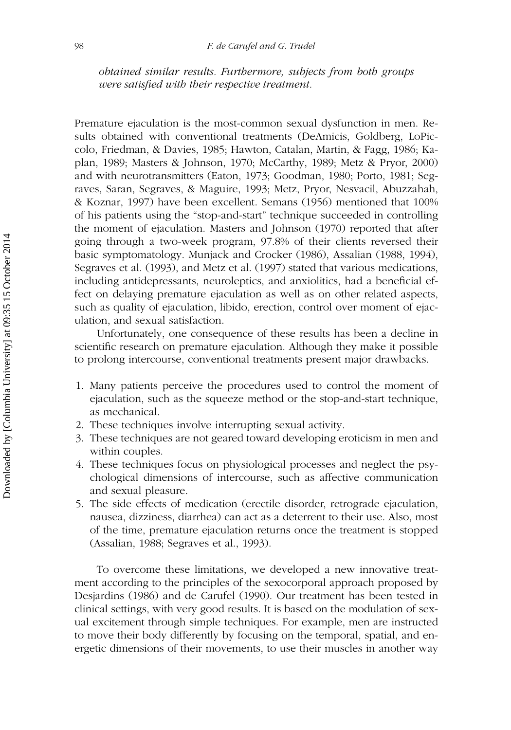*obtained similar results. Furthermore, subjects from both groups were satisfied with their respective treatment.*

Premature ejaculation is the most-common sexual dysfunction in men. Results obtained with conventional treatments (DeAmicis, Goldberg, LoPiccolo, Friedman, & Davies, 1985; Hawton, Catalan, Martin, & Fagg, 1986; Kaplan, 1989; Masters & Johnson, 1970; McCarthy, 1989; Metz & Pryor, 2000) and with neurotransmitters (Eaton, 1973; Goodman, 1980; Porto, 1981; Segraves, Saran, Segraves, & Maguire, 1993; Metz, Pryor, Nesvacil, Abuzzahah, & Koznar, 1997) have been excellent. Semans (1956) mentioned that 100% of his patients using the "stop-and-start" technique succeeded in controlling the moment of ejaculation. Masters and Johnson (1970) reported that after going through a two-week program, 97.8% of their clients reversed their basic symptomatology. Munjack and Crocker (1986), Assalian (1988, 1994), Segraves et al. (1993), and Metz et al. (1997) stated that various medications, including antidepressants, neuroleptics, and anxiolitics, had a beneficial effect on delaying premature ejaculation as well as on other related aspects, such as quality of ejaculation, libido, erection, control over moment of ejaculation, and sexual satisfaction.

Unfortunately, one consequence of these results has been a decline in scientific research on premature ejaculation. Although they make it possible to prolong intercourse, conventional treatments present major drawbacks.

1. Many patients perceive the procedures used to control the moment of ejaculation, such as the squeeze method or the stop-and-start technique, as mechanical.
2. These techniques involve interrupting sexual activity.
3. These techniques are not geared toward developing eroticism in men and within couples.
4. These techniques focus on physiological processes and neglect the psychological dimensions of intercourse, such as affective communication and sexual pleasure.
5. The side effects of medication (erectile disorder, retrograde ejaculation, nausea, dizziness, diarrhea) can act as a deterrent to their use. Also, most of the time, premature ejaculation returns once the treatment is stopped (Assalian, 1988; Segraves et al., 1993).

To overcome these limitations, we developed a new innovative treatment according to the principles of the sexocorporal approach proposed by Desjardins (1986) and de Carufel (1990). Our treatment has been tested in clinical settings, with very good results. It is based on the modulation of sexual excitement through simple techniques. For example, men are instructed to move their body differently by focusing on the temporal, spatial, and energetic dimensions of their movements, to use their muscles in another way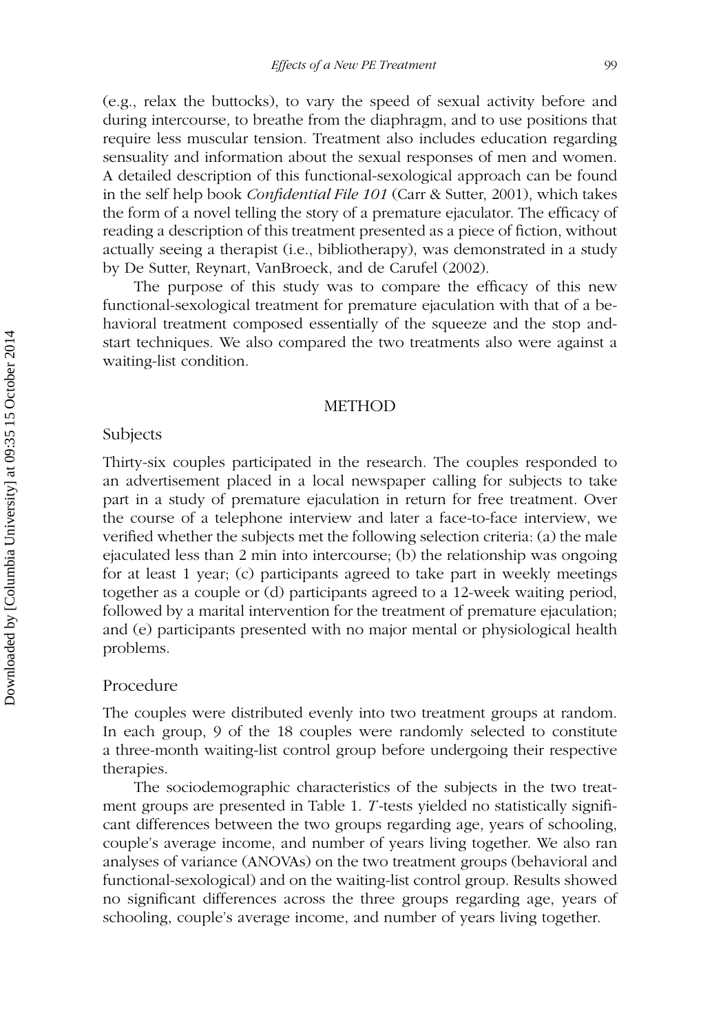(e.g., relax the buttocks), to vary the speed of sexual activity before and during intercourse, to breathe from the diaphragm, and to use positions that require less muscular tension. Treatment also includes education regarding sensuality and information about the sexual responses of men and women. A detailed description of this functional-sexological approach can be found in the self help book *Confidential File 101* (Carr & Sutter, 2001), which takes the form of a novel telling the story of a premature ejaculator. The efficacy of reading a description of this treatment presented as a piece of fiction, without actually seeing a therapist (i.e., bibliotherapy), was demonstrated in a study by De Sutter, Reynart, VanBroeck, and de Carufel (2002).

The purpose of this study was to compare the efficacy of this new functional-sexological treatment for premature ejaculation with that of a behavioral treatment composed essentially of the squeeze and the stop and-start techniques. We also compared the two treatments also were against a waiting-list condition.

## METHOD

### Subjects

Thirty-six couples participated in the research. The couples responded to an advertisement placed in a local newspaper calling for subjects to take part in a study of premature ejaculation in return for free treatment. Over the course of a telephone interview and later a face-to-face interview, we verified whether the subjects met the following selection criteria: (a) the male ejaculated less than 2 min into intercourse; (b) the relationship was ongoing for at least 1 year; (c) participants agreed to take part in weekly meetings together as a couple or (d) participants agreed to a 12-week waiting period, followed by a marital intervention for the treatment of premature ejaculation; and (e) participants presented with no major mental or physiological health problems.

### Procedure

The couples were distributed evenly into two treatment groups at random. In each group, 9 of the 18 couples were randomly selected to constitute a three-month waiting-list control group before undergoing their respective therapies.

The sociodemographic characteristics of the subjects in the two treatment groups are presented in Table 1. *T*-tests yielded no statistically significant differences between the two groups regarding age, years of schooling, couple's average income, and number of years living together. We also ran analyses of variance (ANOVAs) on the two treatment groups (behavioral and functional-sexological) and on the waiting-list control group. Results showed no significant differences across the three groups regarding age, years of schooling, couple's average income, and number of years living together.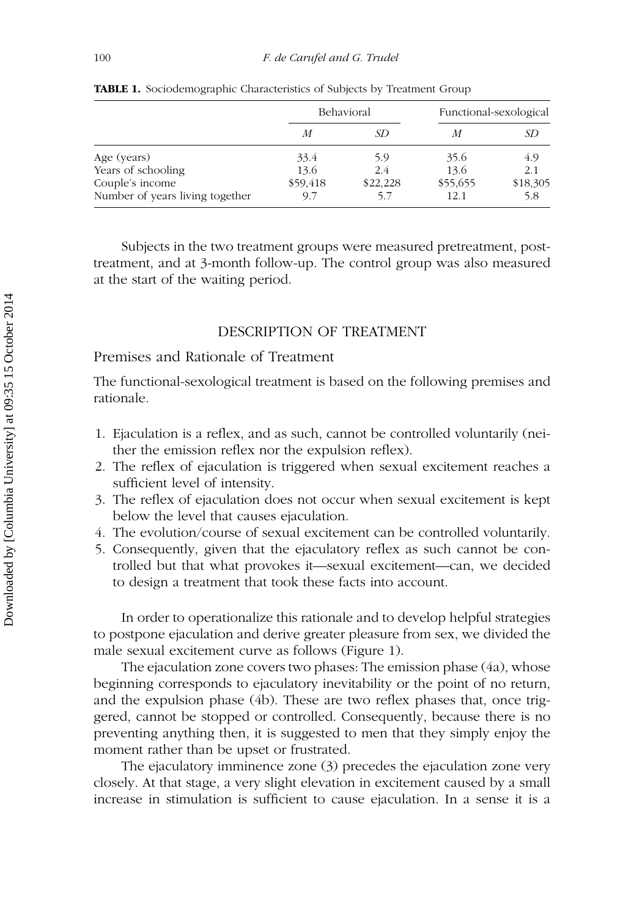**TABLE 1.** Sociodemographic Characteristics of Subjects by Treatment Group

| | Behavioral | | Functional-sexological | |
|---|---|---|---|---|
| | *M* | *SD* | *M* | *SD* |
| Age (years) | 33.4 | 5.9 | 35.6 | 4.9 |
| Years of schooling | 13.6 | 2.4 | 13.6 | 2.1 |
| Couple's income | $59,418 | $22,228 | $55,655 | $18,305 |
| Number of years living together | 9.7 | 5.7 | 12.1 | 5.8 |

Subjects in the two treatment groups were measured pretreatment, posttreatment, and at 3-month follow-up. The control group was also measured at the start of the waiting period.

## DESCRIPTION OF TREATMENT

### Premises and Rationale of Treatment

The functional-sexological treatment is based on the following premises and rationale.

1. Ejaculation is a reflex, and as such, cannot be controlled voluntarily (neither the emission reflex nor the expulsion reflex).
2. The reflex of ejaculation is triggered when sexual excitement reaches a sufficient level of intensity.
3. The reflex of ejaculation does not occur when sexual excitement is kept below the level that causes ejaculation.
4. The evolution/course of sexual excitement can be controlled voluntarily.
5. Consequently, given that the ejaculatory reflex as such cannot be controlled but that what provokes it—sexual excitement—can, we decided to design a treatment that took these facts into account.

In order to operationalize this rationale and to develop helpful strategies to postpone ejaculation and derive greater pleasure from sex, we divided the male sexual excitement curve as follows (Figure 1).

The ejaculation zone covers two phases: The emission phase (4a), whose beginning corresponds to ejaculatory inevitability or the point of no return, and the expulsion phase (4b). These are two reflex phases that, once triggered, cannot be stopped or controlled. Consequently, because there is no preventing anything then, it is suggested to men that they simply enjoy the moment rather than be upset or frustrated.

The ejaculatory imminence zone (3) precedes the ejaculation zone very closely. At that stage, a very slight elevation in excitement caused by a small increase in stimulation is sufficient to cause ejaculation. In a sense it is a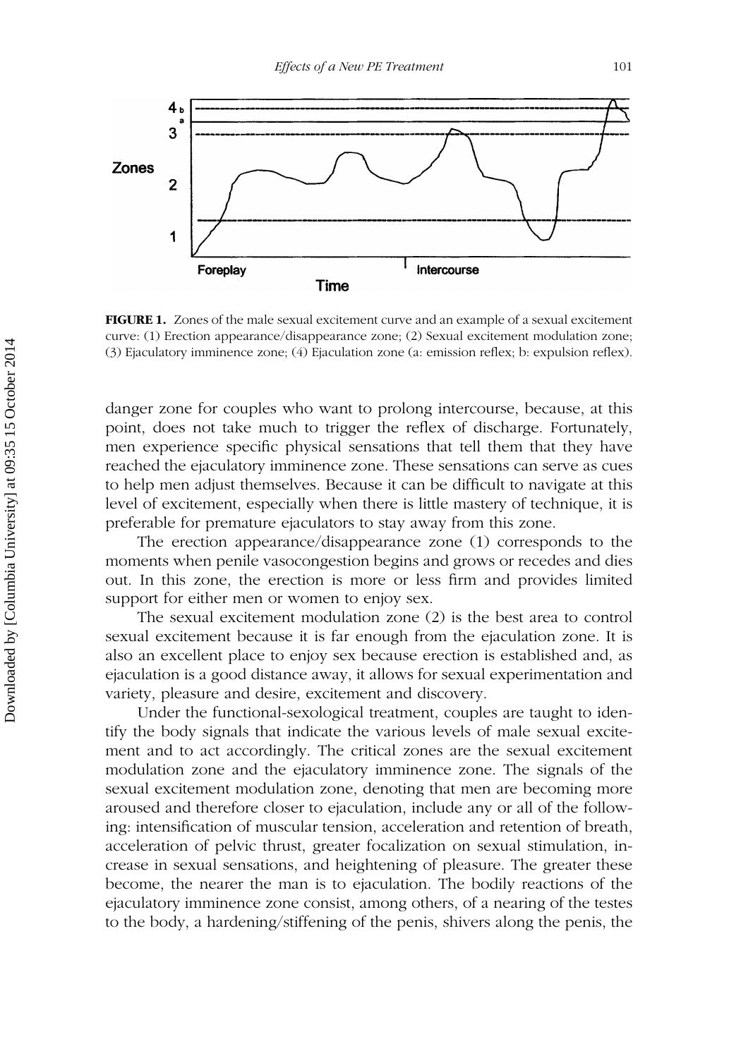4 b
a
3
Zones
2
1
Foreplay
Intercourse
Time

**FIGURE 1.** Zones of the male sexual excitement curve and an example of a sexual excitement curve: (1) Erection appearance/disappearance zone; (2) Sexual excitement modulation zone; (3) Ejaculatory imminence zone; (4) Ejaculation zone (a: emission reflex; b: expulsion reflex).

danger zone for couples who want to prolong intercourse, because, at this point, does not take much to trigger the reflex of discharge. Fortunately, men experience specific physical sensations that tell them that they have reached the ejaculatory imminence zone. These sensations can serve as cues to help men adjust themselves. Because it can be difficult to navigate at this level of excitement, especially when there is little mastery of technique, it is preferable for premature ejaculators to stay away from this zone.

The erection appearance/disappearance zone (1) corresponds to the moments when penile vasocongestion begins and grows or recedes and dies out. In this zone, the erection is more or less firm and provides limited support for either men or women to enjoy sex.

The sexual excitement modulation zone (2) is the best area to control sexual excitement because it is far enough from the ejaculation zone. It is also an excellent place to enjoy sex because erection is established and, as ejaculation is a good distance away, it allows for sexual experimentation and variety, pleasure and desire, excitement and discovery.

Under the functional-sexological treatment, couples are taught to identify the body signals that indicate the various levels of male sexual excitement and to act accordingly. The critical zones are the sexual excitement modulation zone and the ejaculatory imminence zone. The signals of the sexual excitement modulation zone, denoting that men are becoming more aroused and therefore closer to ejaculation, include any or all of the following: intensification of muscular tension, acceleration and retention of breath, acceleration of pelvic thrust, greater focalization on sexual stimulation, increase in sexual sensations, and heightening of pleasure. The greater these become, the nearer the man is to ejaculation. The bodily reactions of the ejaculatory imminence zone consist, among others, of a nearing of the testes to the body, a hardening/stiffening of the penis, shivers along the penis, the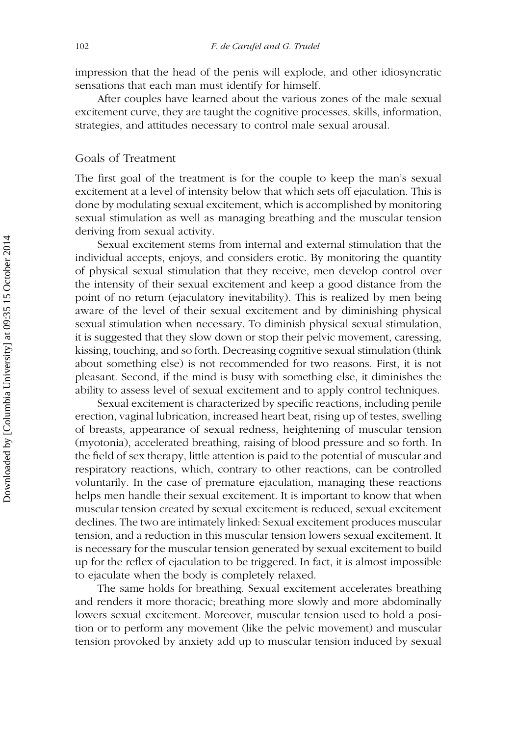impression that the head of the penis will explode, and other idiosyncratic sensations that each man must identify for himself.

After couples have learned about the various zones of the male sexual excitement curve, they are taught the cognitive processes, skills, information, strategies, and attitudes necessary to control male sexual arousal.

## Goals of Treatment

The first goal of the treatment is for the couple to keep the man's sexual excitement at a level of intensity below that which sets off ejaculation. This is done by modulating sexual excitement, which is accomplished by monitoring sexual stimulation as well as managing breathing and the muscular tension deriving from sexual activity.

Sexual excitement stems from internal and external stimulation that the individual accepts, enjoys, and considers erotic. By monitoring the quantity of physical sexual stimulation that they receive, men develop control over the intensity of their sexual excitement and keep a good distance from the point of no return (ejaculatory inevitability). This is realized by men being aware of the level of their sexual excitement and by diminishing physical sexual stimulation when necessary. To diminish physical sexual stimulation, it is suggested that they slow down or stop their pelvic movement, caressing, kissing, touching, and so forth. Decreasing cognitive sexual stimulation (think about something else) is not recommended for two reasons. First, it is not pleasant. Second, if the mind is busy with something else, it diminishes the ability to assess level of sexual excitement and to apply control techniques.

Sexual excitement is characterized by specific reactions, including penile erection, vaginal lubrication, increased heart beat, rising up of testes, swelling of breasts, appearance of sexual redness, heightening of muscular tension (myotonia), accelerated breathing, raising of blood pressure and so forth. In the field of sex therapy, little attention is paid to the potential of muscular and respiratory reactions, which, contrary to other reactions, can be controlled voluntarily. In the case of premature ejaculation, managing these reactions helps men handle their sexual excitement. It is important to know that when muscular tension created by sexual excitement is reduced, sexual excitement declines. The two are intimately linked: Sexual excitement produces muscular tension, and a reduction in this muscular tension lowers sexual excitement. It is necessary for the muscular tension generated by sexual excitement to build up for the reflex of ejaculation to be triggered. In fact, it is almost impossible to ejaculate when the body is completely relaxed.

The same holds for breathing. Sexual excitement accelerates breathing and renders it more thoracic; breathing more slowly and more abdominally lowers sexual excitement. Moreover, muscular tension used to hold a position or to perform any movement (like the pelvic movement) and muscular tension provoked by anxiety add up to muscular tension induced by sexual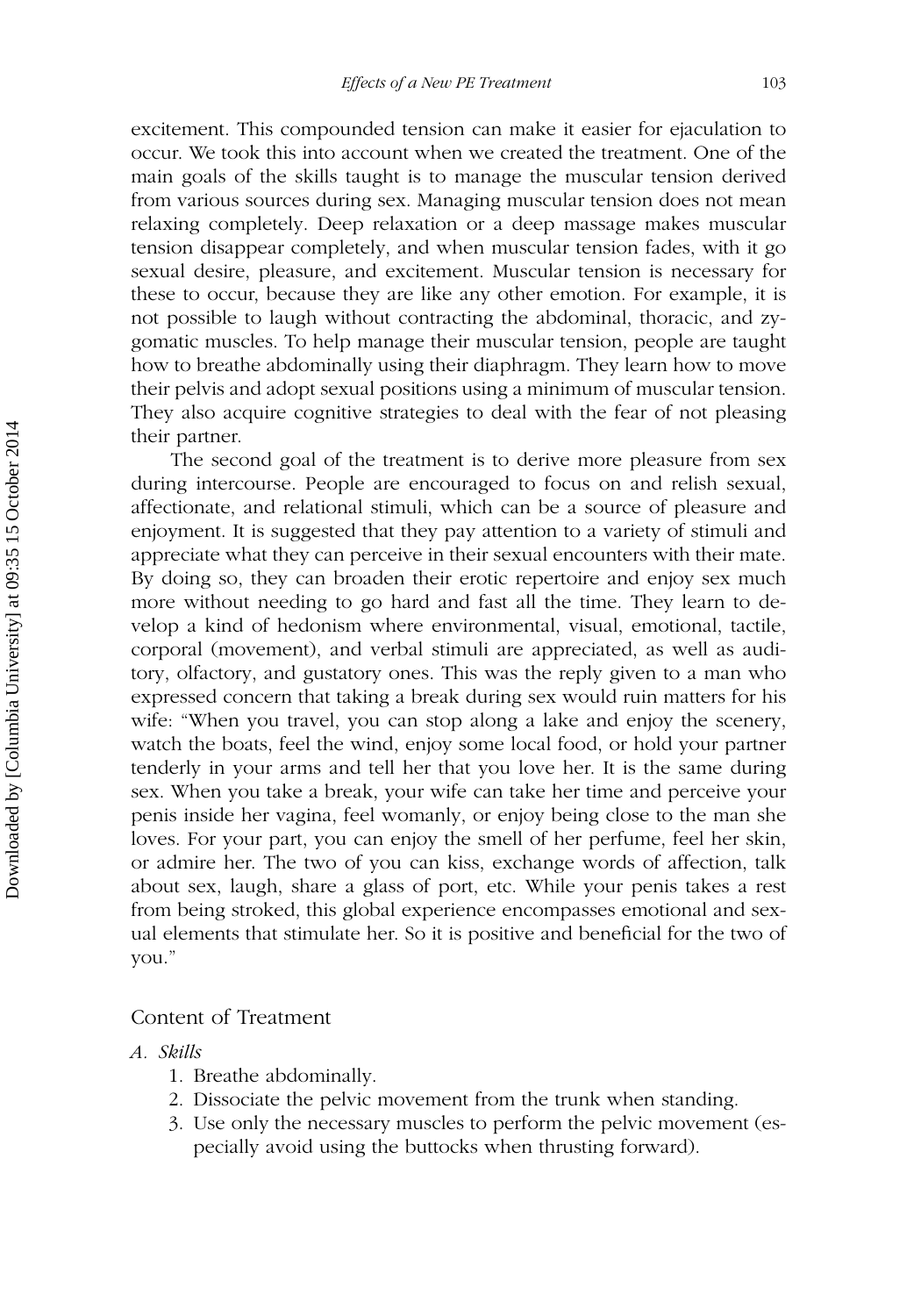excitement. This compounded tension can make it easier for ejaculation to occur. We took this into account when we created the treatment. One of the main goals of the skills taught is to manage the muscular tension derived from various sources during sex. Managing muscular tension does not mean relaxing completely. Deep relaxation or a deep massage makes muscular tension disappear completely, and when muscular tension fades, with it go sexual desire, pleasure, and excitement. Muscular tension is necessary for these to occur, because they are like any other emotion. For example, it is not possible to laugh without contracting the abdominal, thoracic, and zygomatic muscles. To help manage their muscular tension, people are taught how to breathe abdominally using their diaphragm. They learn how to move their pelvis and adopt sexual positions using a minimum of muscular tension. They also acquire cognitive strategies to deal with the fear of not pleasing their partner.

The second goal of the treatment is to derive more pleasure from sex during intercourse. People are encouraged to focus on and relish sexual, affectionate, and relational stimuli, which can be a source of pleasure and enjoyment. It is suggested that they pay attention to a variety of stimuli and appreciate what they can perceive in their sexual encounters with their mate. By doing so, they can broaden their erotic repertoire and enjoy sex much more without needing to go hard and fast all the time. They learn to develop a kind of hedonism where environmental, visual, emotional, tactile, corporal (movement), and verbal stimuli are appreciated, as well as auditory, olfactory, and gustatory ones. This was the reply given to a man who expressed concern that taking a break during sex would ruin matters for his wife: "When you travel, you can stop along a lake and enjoy the scenery, watch the boats, feel the wind, enjoy some local food, or hold your partner tenderly in your arms and tell her that you love her. It is the same during sex. When you take a break, your wife can take her time and perceive your penis inside her vagina, feel womanly, or enjoy being close to the man she loves. For your part, you can enjoy the smell of her perfume, feel her skin, or admire her. The two of you can kiss, exchange words of affection, talk about sex, laugh, share a glass of port, etc. While your penis takes a rest from being stroked, this global experience encompasses emotional and sexual elements that stimulate her. So it is positive and beneficial for the two of you."

## Content of Treatment

*A. Skills*

1. Breathe abdominally.
2. Dissociate the pelvic movement from the trunk when standing.
3. Use only the necessary muscles to perform the pelvic movement (especially avoid using the buttocks when thrusting forward).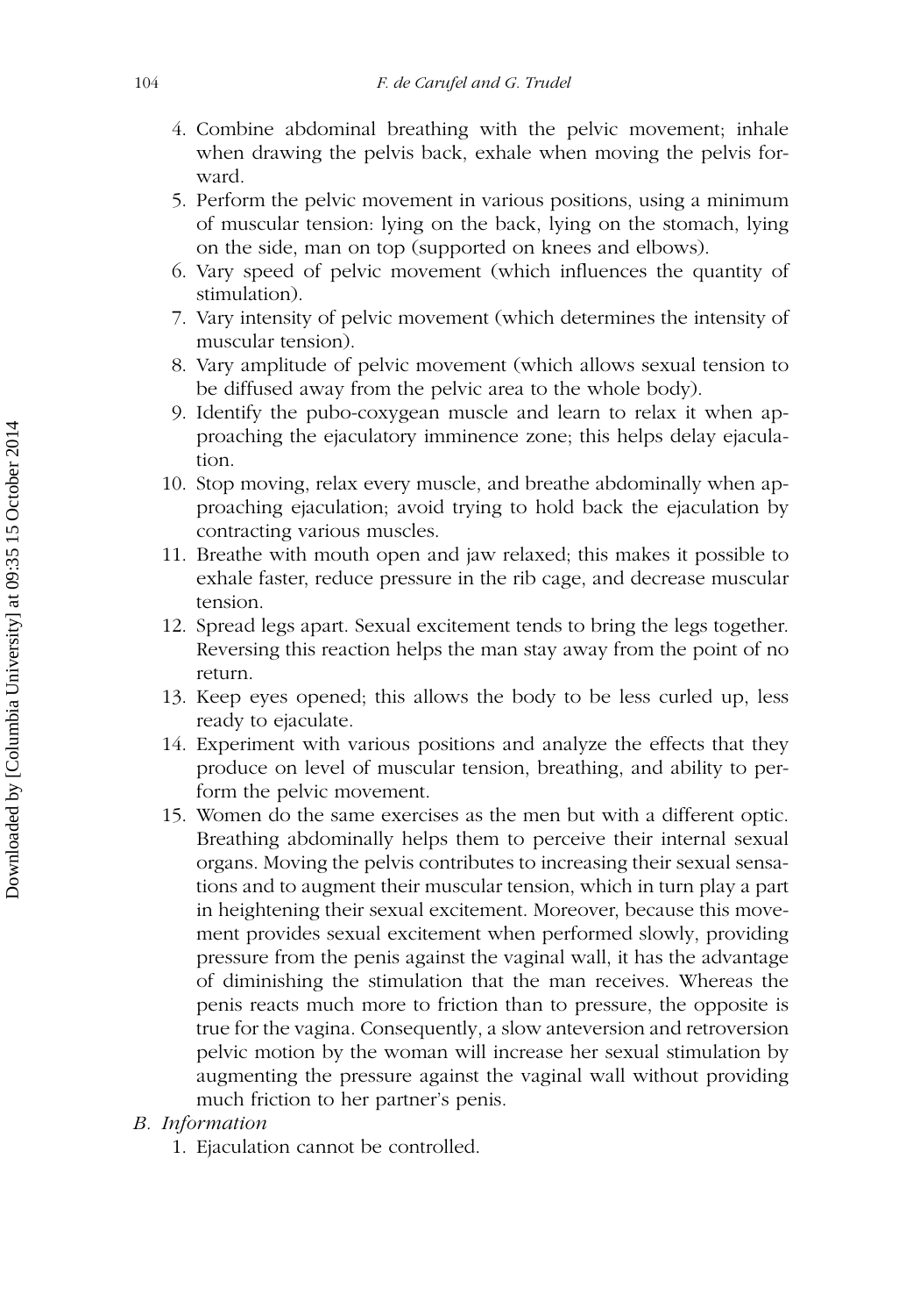4. Combine abdominal breathing with the pelvic movement; inhale when drawing the pelvis back, exhale when moving the pelvis forward.
5. Perform the pelvic movement in various positions, using a minimum of muscular tension: lying on the back, lying on the stomach, lying on the side, man on top (supported on knees and elbows).
6. Vary speed of pelvic movement (which influences the quantity of stimulation).
7. Vary intensity of pelvic movement (which determines the intensity of muscular tension).
8. Vary amplitude of pelvic movement (which allows sexual tension to be diffused away from the pelvic area to the whole body).
9. Identify the pubo-coxygean muscle and learn to relax it when approaching the ejaculatory imminence zone; this helps delay ejaculation.
10. Stop moving, relax every muscle, and breathe abdominally when approaching ejaculation; avoid trying to hold back the ejaculation by contracting various muscles.
11. Breathe with mouth open and jaw relaxed; this makes it possible to exhale faster, reduce pressure in the rib cage, and decrease muscular tension.
12. Spread legs apart. Sexual excitement tends to bring the legs together. Reversing this reaction helps the man stay away from the point of no return.
13. Keep eyes opened; this allows the body to be less curled up, less ready to ejaculate.
14. Experiment with various positions and analyze the effects that they produce on level of muscular tension, breathing, and ability to perform the pelvic movement.
15. Women do the same exercises as the men but with a different optic. Breathing abdominally helps them to perceive their internal sexual organs. Moving the pelvis contributes to increasing their sexual sensations and to augment their muscular tension, which in turn play a part in heightening their sexual excitement. Moreover, because this movement provides sexual excitement when performed slowly, providing pressure from the penis against the vaginal wall, it has the advantage of diminishing the stimulation that the man receives. Whereas the penis reacts much more to friction than to pressure, the opposite is true for the vagina. Consequently, a slow anteversion and retroversion pelvic motion by the woman will increase her sexual stimulation by augmenting the pressure against the vaginal wall without providing much friction to her partner's penis.

*B. Information*

1. Ejaculation cannot be controlled.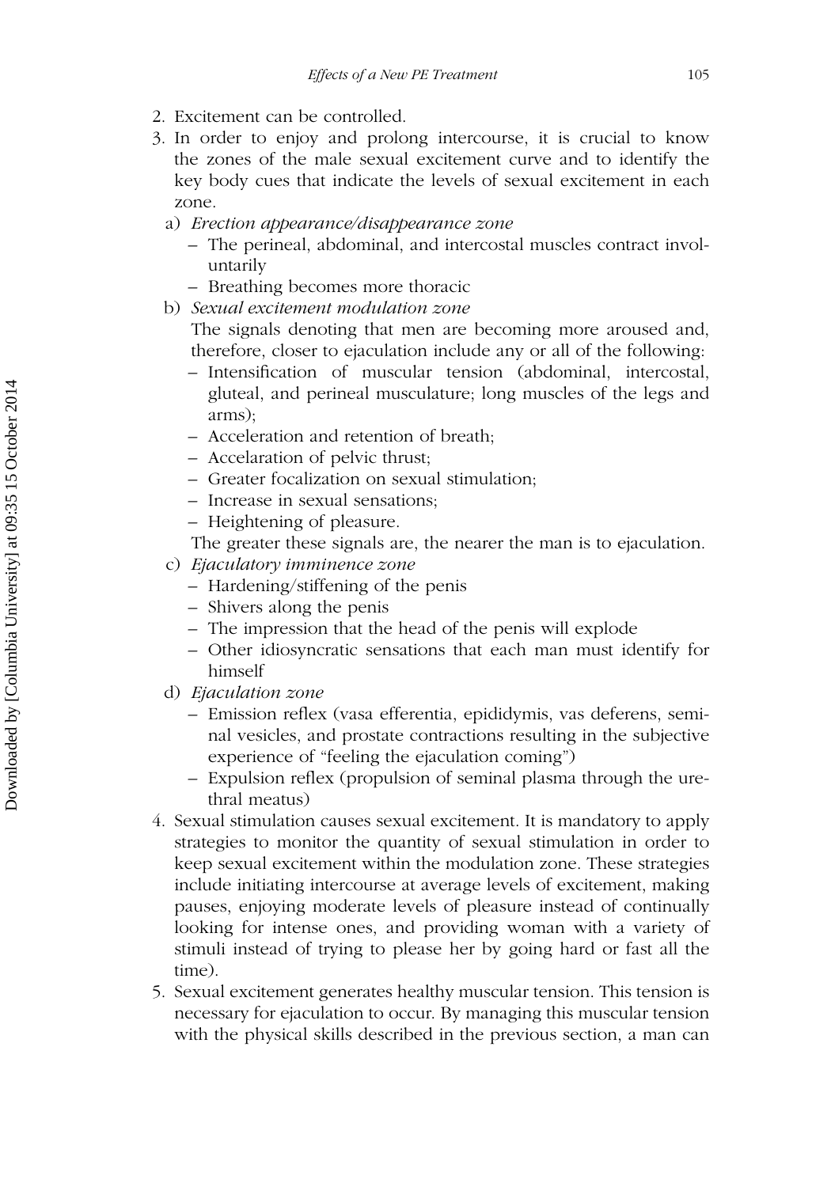2. Excitement can be controlled.
3. In order to enjoy and prolong intercourse, it is crucial to know the zones of the male sexual excitement curve and to identify the key body cues that indicate the levels of sexual excitement in each zone.
   a) *Erection appearance/disappearance zone*
      – The perineal, abdominal, and intercostal muscles contract involuntarily
      – Breathing becomes more thoracic
   b) *Sexual excitement modulation zone*
      The signals denoting that men are becoming more aroused and, therefore, closer to ejaculation include any or all of the following:
      – Intensification of muscular tension (abdominal, intercostal, gluteal, and perineal musculature; long muscles of the legs and arms);
      – Acceleration and retention of breath;
      – Accelaration of pelvic thrust;
      – Greater focalization on sexual stimulation;
      – Increase in sexual sensations;
      – Heightening of pleasure.
      The greater these signals are, the nearer the man is to ejaculation.
   c) *Ejaculatory imminence zone*
      – Hardening/stiffening of the penis
      – Shivers along the penis
      – The impression that the head of the penis will explode
      – Other idiosyncratic sensations that each man must identify for himself
   d) *Ejaculation zone*
      – Emission reflex (vasa efferentia, epididymis, vas deferens, seminal vesicles, and prostate contractions resulting in the subjective experience of "feeling the ejaculation coming")
      – Expulsion reflex (propulsion of seminal plasma through the urethral meatus)
4. Sexual stimulation causes sexual excitement. It is mandatory to apply strategies to monitor the quantity of sexual stimulation in order to keep sexual excitement within the modulation zone. These strategies include initiating intercourse at average levels of excitement, making pauses, enjoying moderate levels of pleasure instead of continually looking for intense ones, and providing woman with a variety of stimuli instead of trying to please her by going hard or fast all the time).
5. Sexual excitement generates healthy muscular tension. This tension is necessary for ejaculation to occur. By managing this muscular tension with the physical skills described in the previous section, a man can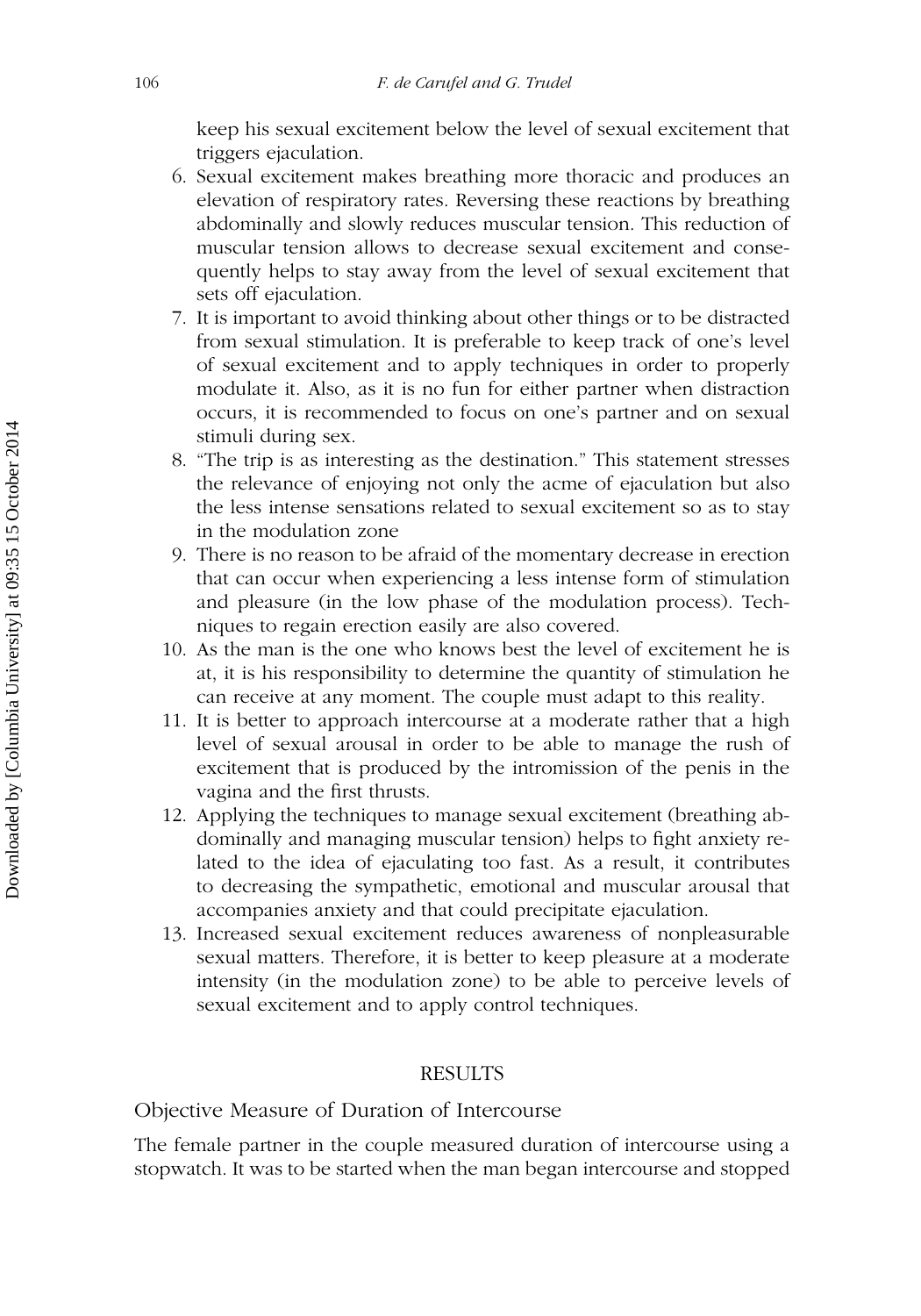keep his sexual excitement below the level of sexual excitement that triggers ejaculation.

6. Sexual excitement makes breathing more thoracic and produces an elevation of respiratory rates. Reversing these reactions by breathing abdominally and slowly reduces muscular tension. This reduction of muscular tension allows to decrease sexual excitement and consequently helps to stay away from the level of sexual excitement that sets off ejaculation.
7. It is important to avoid thinking about other things or to be distracted from sexual stimulation. It is preferable to keep track of one's level of sexual excitement and to apply techniques in order to properly modulate it. Also, as it is no fun for either partner when distraction occurs, it is recommended to focus on one's partner and on sexual stimuli during sex.
8. "The trip is as interesting as the destination." This statement stresses the relevance of enjoying not only the acme of ejaculation but also the less intense sensations related to sexual excitement so as to stay in the modulation zone
9. There is no reason to be afraid of the momentary decrease in erection that can occur when experiencing a less intense form of stimulation and pleasure (in the low phase of the modulation process). Techniques to regain erection easily are also covered.
10. As the man is the one who knows best the level of excitement he is at, it is his responsibility to determine the quantity of stimulation he can receive at any moment. The couple must adapt to this reality.
11. It is better to approach intercourse at a moderate rather that a high level of sexual arousal in order to be able to manage the rush of excitement that is produced by the intromission of the penis in the vagina and the first thrusts.
12. Applying the techniques to manage sexual excitement (breathing abdominally and managing muscular tension) helps to fight anxiety related to the idea of ejaculating too fast. As a result, it contributes to decreasing the sympathetic, emotional and muscular arousal that accompanies anxiety and that could precipitate ejaculation.
13. Increased sexual excitement reduces awareness of nonpleasurable sexual matters. Therefore, it is better to keep pleasure at a moderate intensity (in the modulation zone) to be able to perceive levels of sexual excitement and to apply control techniques.

## RESULTS

### Objective Measure of Duration of Intercourse

The female partner in the couple measured duration of intercourse using a stopwatch. It was to be started when the man began intercourse and stopped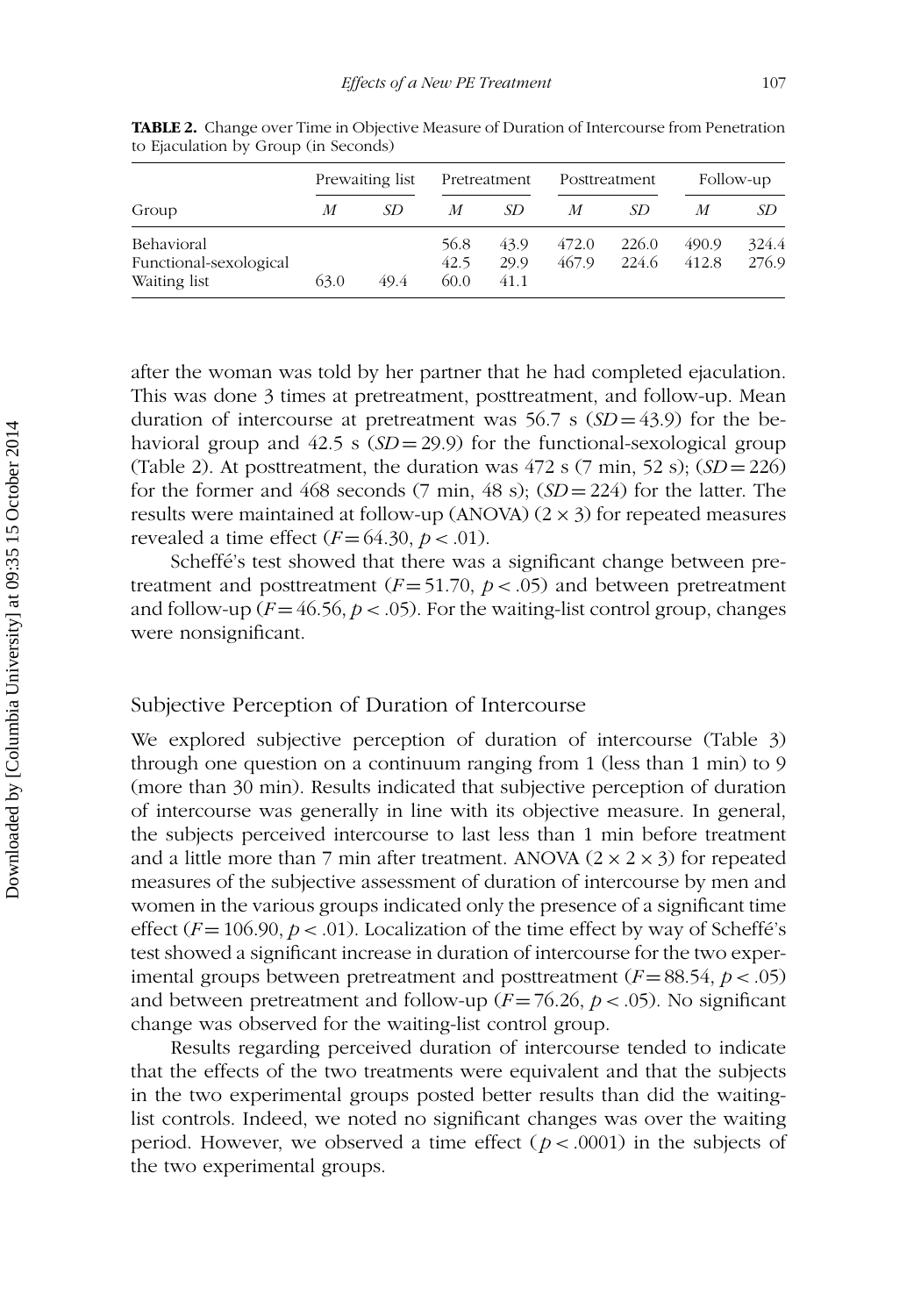**TABLE 2.** Change over Time in Objective Measure of Duration of Intercourse from Penetration to Ejaculation by Group (in Seconds)

| Group | Prewaiting list | | Pretreatment | | Posttreatment | | Follow-up | |
|---|---|---|---|---|---|---|---|---|
| | *M* | *SD* | *M* | *SD* | *M* | *SD* | *M* | *SD* |
| Behavioral | | | 56.8 | 43.9 | 472.0 | 226.0 | 490.9 | 324.4 |
| Functional-sexological | | | 42.5 | 29.9 | 467.9 | 224.6 | 412.8 | 276.9 |
| Waiting list | 63.0 | 49.4 | 60.0 | 41.1 | | | | |

after the woman was told by her partner that he had completed ejaculation. This was done 3 times at pretreatment, posttreatment, and follow-up. Mean duration of intercourse at pretreatment was 56.7 s ($SD = 43.9$) for the behavioral group and 42.5 s ($SD = 29.9$) for the functional-sexological group (Table 2). At posttreatment, the duration was 472 s (7 min, 52 s); ($SD = 226$) for the former and 468 seconds (7 min, 48 s); ($SD = 224$) for the latter. The results were maintained at follow-up (ANOVA) ($2 \times 3$) for repeated measures revealed a time effect ($F = 64.30$, $p < .01$).

Scheffé's test showed that there was a significant change between pretreatment and posttreatment ($F = 51.70$, $p < .05$) and between pretreatment and follow-up ($F = 46.56$, $p < .05$). For the waiting-list control group, changes were nonsignificant.

## Subjective Perception of Duration of Intercourse

We explored subjective perception of duration of intercourse (Table 3) through one question on a continuum ranging from 1 (less than 1 min) to 9 (more than 30 min). Results indicated that subjective perception of duration of intercourse was generally in line with its objective measure. In general, the subjects perceived intercourse to last less than 1 min before treatment and a little more than 7 min after treatment. ANOVA ($2 \times 2 \times 3$) for repeated measures of the subjective assessment of duration of intercourse by men and women in the various groups indicated only the presence of a significant time effect ($F = 106.90$, $p < .01$). Localization of the time effect by way of Scheffé's test showed a significant increase in duration of intercourse for the two experimental groups between pretreatment and posttreatment ($F = 88.54$, $p < .05$) and between pretreatment and follow-up ($F = 76.26$, $p < .05$). No significant change was observed for the waiting-list control group.

Results regarding perceived duration of intercourse tended to indicate that the effects of the two treatments were equivalent and that the subjects in the two experimental groups posted better results than did the waiting-list controls. Indeed, we noted no significant changes was over the waiting period. However, we observed a time effect ($p < .0001$) in the subjects of the two experimental groups.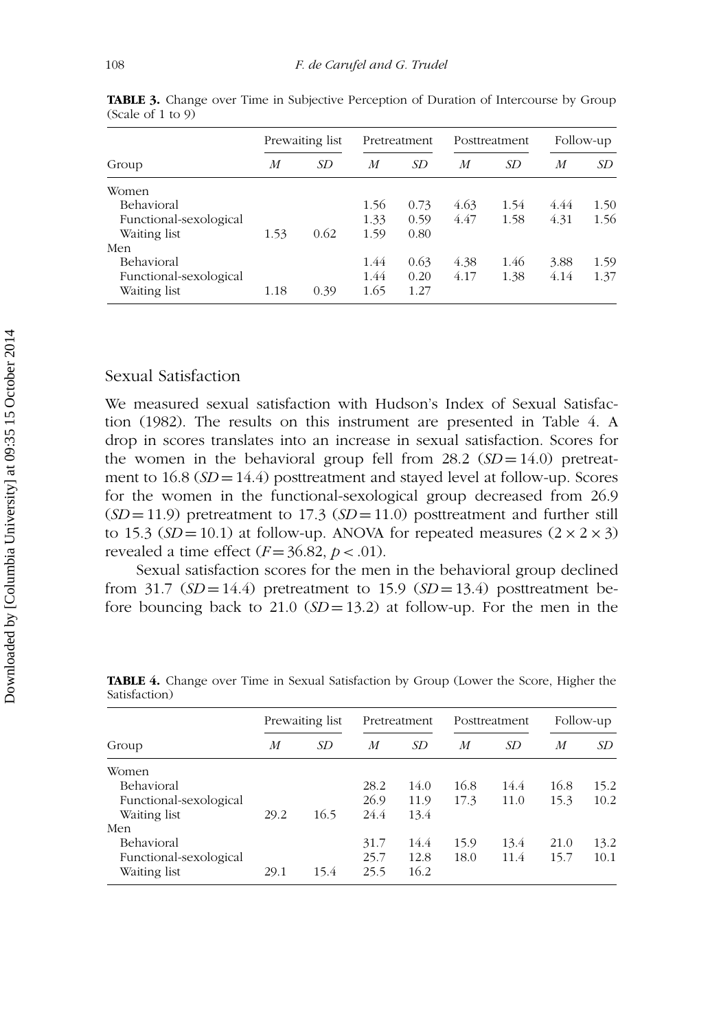**TABLE 3.** Change over Time in Subjective Perception of Duration of Intercourse by Group (Scale of 1 to 9)

| | Prewaiting list | | Pretreatment | | Posttreatment | | Follow-up | |
|---|---|---|---|---|---|---|---|---|
| Group | *M* | *SD* | *M* | *SD* | *M* | *SD* | *M* | *SD* |
| Women | | | | | | | | |
| Behavioral | | | 1.56 | 0.73 | 4.63 | 1.54 | 4.44 | 1.50 |
| Functional-sexological | | | 1.33 | 0.59 | 4.47 | 1.58 | 4.31 | 1.56 |
| Waiting list | 1.53 | 0.62 | 1.59 | 0.80 | | | | |
| Men | | | | | | | | |
| Behavioral | | | 1.44 | 0.63 | 4.38 | 1.46 | 3.88 | 1.59 |
| Functional-sexological | | | 1.44 | 0.20 | 4.17 | 1.38 | 4.14 | 1.37 |
| Waiting list | 1.18 | 0.39 | 1.65 | 1.27 | | | | |

## Sexual Satisfaction

We measured sexual satisfaction with Hudson's Index of Sexual Satisfaction (1982). The results on this instrument are presented in Table 4. A drop in scores translates into an increase in sexual satisfaction. Scores for the women in the behavioral group fell from 28.2 ($SD = 14.0$) pretreatment to 16.8 ($SD = 14.4$) posttreatment and stayed level at follow-up. Scores for the women in the functional-sexological group decreased from 26.9 ($SD = 11.9$) pretreatment to 17.3 ($SD = 11.0$) posttreatment and further still to 15.3 ($SD = 10.1$) at follow-up. ANOVA for repeated measures ($2 \times 2 \times 3$) revealed a time effect ($F = 36.82$, $p < .01$).

Sexual satisfaction scores for the men in the behavioral group declined from 31.7 ($SD = 14.4$) pretreatment to 15.9 ($SD = 13.4$) posttreatment before bouncing back to 21.0 ($SD = 13.2$) at follow-up. For the men in the

**TABLE 4.** Change over Time in Sexual Satisfaction by Group (Lower the Score, Higher the Satisfaction)

| | Prewaiting list | | Pretreatment | | Posttreatment | | Follow-up | |
|---|---|---|---|---|---|---|---|---|
| Group | *M* | *SD* | *M* | *SD* | *M* | *SD* | *M* | *SD* |
| Women | | | | | | | | |
| Behavioral | | | 28.2 | 14.0 | 16.8 | 14.4 | 16.8 | 15.2 |
| Functional-sexological | | | 26.9 | 11.9 | 17.3 | 11.0 | 15.3 | 10.2 |
| Waiting list | 29.2 | 16.5 | 24.4 | 13.4 | | | | |
| Men | | | | | | | | |
| Behavioral | | | 31.7 | 14.4 | 15.9 | 13.4 | 21.0 | 13.2 |
| Functional-sexological | | | 25.7 | 12.8 | 18.0 | 11.4 | 15.7 | 10.1 |
| Waiting list | 29.1 | 15.4 | 25.5 | 16.2 | | | | |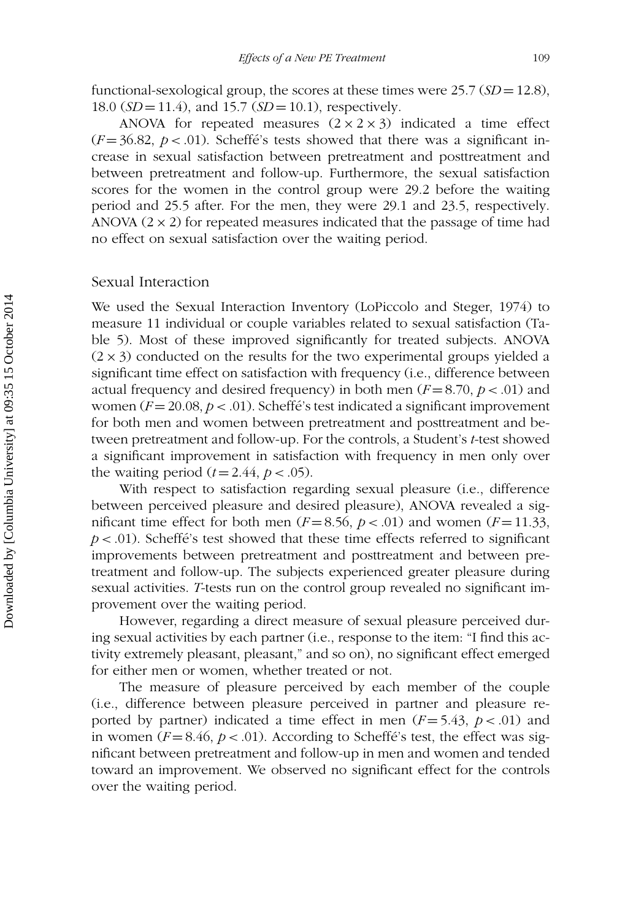functional-sexological group, the scores at these times were 25.7 ($SD = 12.8$), 18.0 ($SD = 11.4$), and 15.7 ($SD = 10.1$), respectively.

ANOVA for repeated measures ($2 \times 2 \times 3$) indicated a time effect ($F = 36.82$, $p < .01$). Scheffé's tests showed that there was a significant increase in sexual satisfaction between pretreatment and posttreatment and between pretreatment and follow-up. Furthermore, the sexual satisfaction scores for the women in the control group were 29.2 before the waiting period and 25.5 after. For the men, they were 29.1 and 23.5, respectively. ANOVA ($2 \times 2$) for repeated measures indicated that the passage of time had no effect on sexual satisfaction over the waiting period.

## Sexual Interaction

We used the Sexual Interaction Inventory (LoPiccolo and Steger, 1974) to measure 11 individual or couple variables related to sexual satisfaction (Table 5). Most of these improved significantly for treated subjects. ANOVA ($2 \times 3$) conducted on the results for the two experimental groups yielded a significant time effect on satisfaction with frequency (i.e., difference between actual frequency and desired frequency) in both men ($F = 8.70$, $p < .01$) and women ($F = 20.08$, $p < .01$). Scheffé's test indicated a significant improvement for both men and women between pretreatment and posttreatment and between pretreatment and follow-up. For the controls, a Student's *t*-test showed a significant improvement in satisfaction with frequency in men only over the waiting period ($t = 2.44$, $p < .05$).

With respect to satisfaction regarding sexual pleasure (i.e., difference between perceived pleasure and desired pleasure), ANOVA revealed a significant time effect for both men ($F = 8.56$, $p < .01$) and women ($F = 11.33$, $p < .01$). Scheffé's test showed that these time effects referred to significant improvements between pretreatment and posttreatment and between pretreatment and follow-up. The subjects experienced greater pleasure during sexual activities. *T*-tests run on the control group revealed no significant improvement over the waiting period.

However, regarding a direct measure of sexual pleasure perceived during sexual activities by each partner (i.e., response to the item: "I find this activity extremely pleasant, pleasant," and so on), no significant effect emerged for either men or women, whether treated or not.

The measure of pleasure perceived by each member of the couple (i.e., difference between pleasure perceived in partner and pleasure reported by partner) indicated a time effect in men ($F = 5.43$, $p < .01$) and in women ($F = 8.46$, $p < .01$). According to Scheffé's test, the effect was significant between pretreatment and follow-up in men and women and tended toward an improvement. We observed no significant effect for the controls over the waiting period.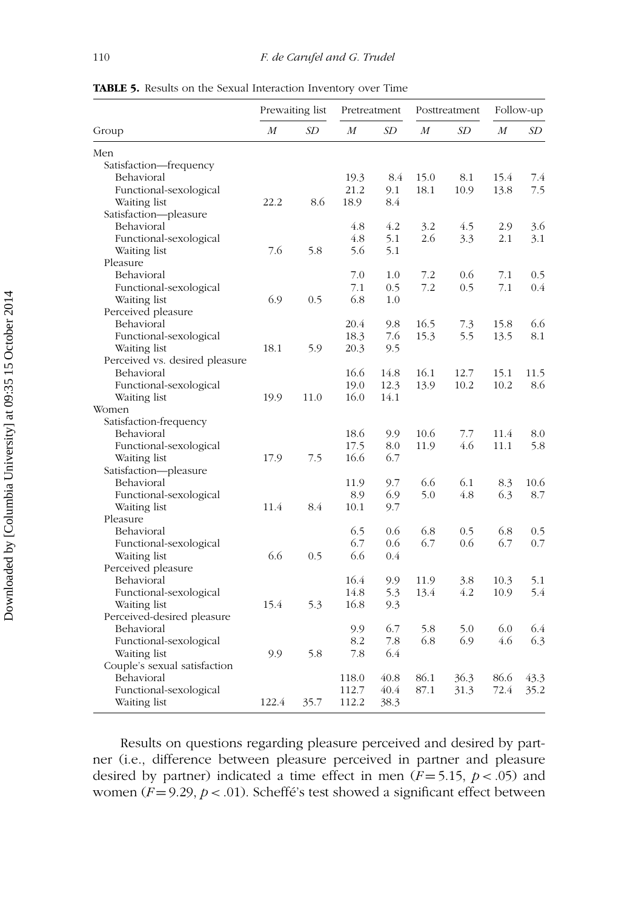**TABLE 5.** Results on the Sexual Interaction Inventory over Time

| Group | Prewaiting list | | Pretreatment | | Posttreatment | | Follow-up | |
|---|---|---|---|---|---|---|---|---|
| | *M* | *SD* | *M* | *SD* | *M* | *SD* | *M* | *SD* |
| Men | | | | | | | | |
| Satisfaction—frequency | | | | | | | | |
| Behavioral | | | 19.3 | 8.4 | 15.0 | 8.1 | 15.4 | 7.4 |
| Functional-sexological | | | 21.2 | 9.1 | 18.1 | 10.9 | 13.8 | 7.5 |
| Waiting list | 22.2 | 8.6 | 18.9 | 8.4 | | | | |
| Satisfaction—pleasure | | | | | | | | |
| Behavioral | | | 4.8 | 4.2 | 3.2 | 4.5 | 2.9 | 3.6 |
| Functional-sexological | | | 4.8 | 5.1 | 2.6 | 3.3 | 2.1 | 3.1 |
| Waiting list | 7.6 | 5.8 | 5.6 | 5.1 | | | | |
| Pleasure | | | | | | | | |
| Behavioral | | | 7.0 | 1.0 | 7.2 | 0.6 | 7.1 | 0.5 |
| Functional-sexological | | | 7.1 | 0.5 | 7.2 | 0.5 | 7.1 | 0.4 |
| Waiting list | 6.9 | 0.5 | 6.8 | 1.0 | | | | |
| Perceived pleasure | | | | | | | | |
| Behavioral | | | 20.4 | 9.8 | 16.5 | 7.3 | 15.8 | 6.6 |
| Functional-sexological | | | 18.3 | 7.6 | 15.3 | 5.5 | 13.5 | 8.1 |
| Waiting list | 18.1 | 5.9 | 20.3 | 9.5 | | | | |
| Perceived vs. desired pleasure | | | | | | | | |
| Behavioral | | | 16.6 | 14.8 | 16.1 | 12.7 | 15.1 | 11.5 |
| Functional-sexological | | | 19.0 | 12.3 | 13.9 | 10.2 | 10.2 | 8.6 |
| Waiting list | 19.9 | 11.0 | 16.0 | 14.1 | | | | |
| Women | | | | | | | | |
| Satisfaction-frequency | | | | | | | | |
| Behavioral | | | 18.6 | 9.9 | 10.6 | 7.7 | 11.4 | 8.0 |
| Functional-sexological | | | 17.5 | 8.0 | 11.9 | 4.6 | 11.1 | 5.8 |
| Waiting list | 17.9 | 7.5 | 16.6 | 6.7 | | | | |
| Satisfaction—pleasure | | | | | | | | |
| Behavioral | | | 11.9 | 9.7 | 6.6 | 6.1 | 8.3 | 10.6 |
| Functional-sexological | | | 8.9 | 6.9 | 5.0 | 4.8 | 6.3 | 8.7 |
| Waiting list | 11.4 | 8.4 | 10.1 | 9.7 | | | | |
| Pleasure | | | | | | | | |
| Behavioral | | | 6.5 | 0.6 | 6.8 | 0.5 | 6.8 | 0.5 |
| Functional-sexological | | | 6.7 | 0.6 | 6.7 | 0.6 | 6.7 | 0.7 |
| Waiting list | 6.6 | 0.5 | 6.6 | 0.4 | | | | |
| Perceived pleasure | | | | | | | | |
| Behavioral | | | 16.4 | 9.9 | 11.9 | 3.8 | 10.3 | 5.1 |
| Functional-sexological | | | 14.8 | 5.3 | 13.4 | 4.2 | 10.9 | 5.4 |
| Waiting list | 15.4 | 5.3 | 16.8 | 9.3 | | | | |
| Perceived-desired pleasure | | | | | | | | |
| Behavioral | | | 9.9 | 6.7 | 5.8 | 5.0 | 6.0 | 6.4 |
| Functional-sexological | | | 8.2 | 7.8 | 6.8 | 6.9 | 4.6 | 6.3 |
| Waiting list | 9.9 | 5.8 | 7.8 | 6.4 | | | | |
| Couple's sexual satisfaction | | | | | | | | |
| Behavioral | | | 118.0 | 40.8 | 86.1 | 36.3 | 86.6 | 43.3 |
| Functional-sexological | | | 112.7 | 40.4 | 87.1 | 31.3 | 72.4 | 35.2 |
| Waiting list | 122.4 | 35.7 | 112.2 | 38.3 | | | | |

Results on questions regarding pleasure perceived and desired by partner (i.e., difference between pleasure perceived in partner and pleasure desired by partner) indicated a time effect in men ($F = 5.15$, $p < .05$) and women ($F = 9.29$, $p < .01$). Scheffé's test showed a significant effect between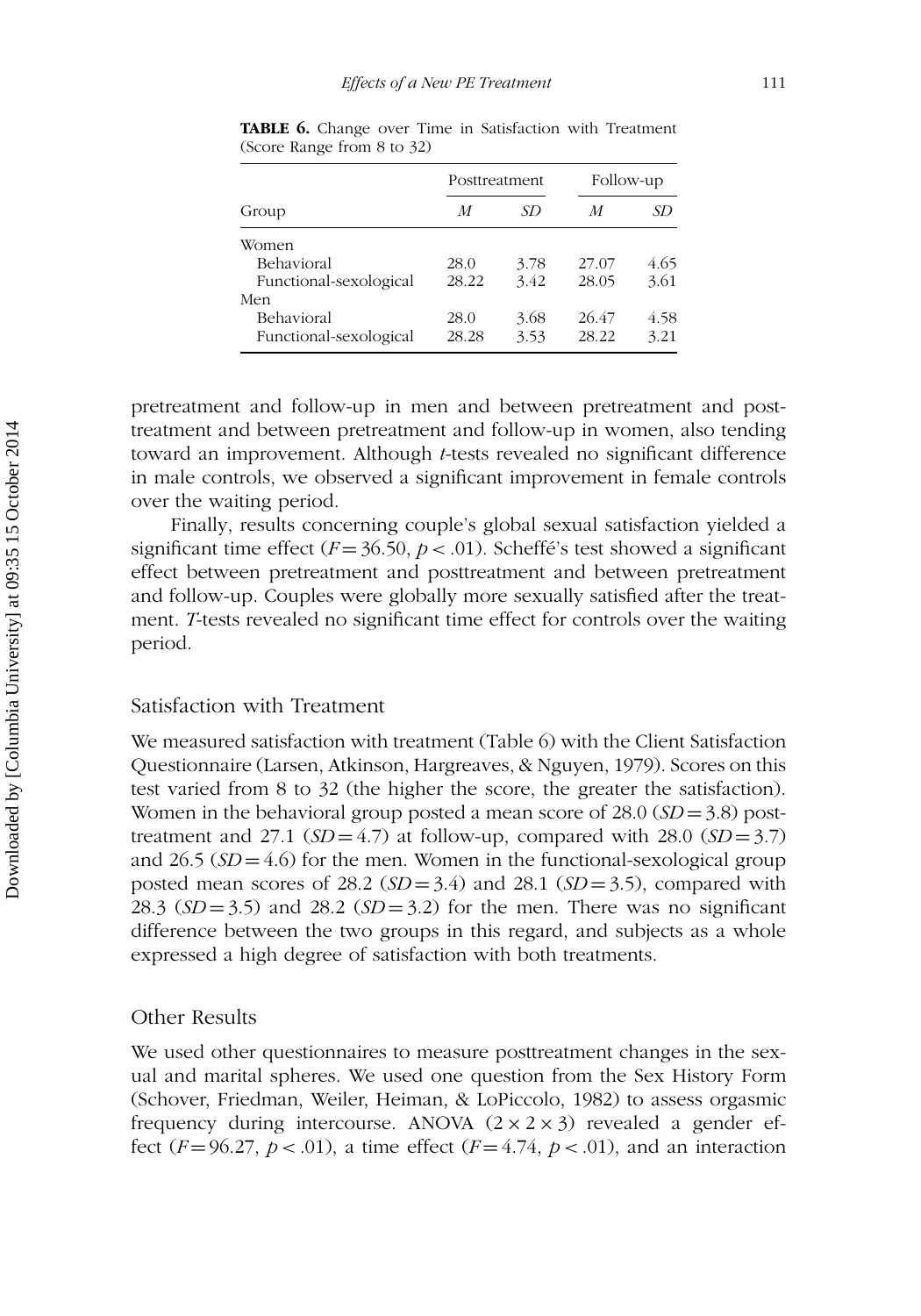**TABLE 6.** Change over Time in Satisfaction with Treatment (Score Range from 8 to 32)

| Group | Posttreatment | | Follow-up | |
|---|---|---|---|---|
| | *M* | *SD* | *M* | *SD* |
| Women | | | | |
| Behavioral | 28.0 | 3.78 | 27.07 | 4.65 |
| Functional-sexological | 28.22 | 3.42 | 28.05 | 3.61 |
| Men | | | | |
| Behavioral | 28.0 | 3.68 | 26.47 | 4.58 |
| Functional-sexological | 28.28 | 3.53 | 28.22 | 3.21 |

pretreatment and follow-up in men and between pretreatment and posttreatment and between pretreatment and follow-up in women, also tending toward an improvement. Although *t*-tests revealed no significant difference in male controls, we observed a significant improvement in female controls over the waiting period.

Finally, results concerning couple's global sexual satisfaction yielded a significant time effect ($F = 36.50$, $p < .01$). Scheffé's test showed a significant effect between pretreatment and posttreatment and between pretreatment and follow-up. Couples were globally more sexually satisfied after the treatment. *T*-tests revealed no significant time effect for controls over the waiting period.

## Satisfaction with Treatment

We measured satisfaction with treatment (Table 6) with the Client Satisfaction Questionnaire (Larsen, Atkinson, Hargreaves, & Nguyen, 1979). Scores on this test varied from 8 to 32 (the higher the score, the greater the satisfaction). Women in the behavioral group posted a mean score of 28.0 ($SD = 3.8$) posttreatment and 27.1 ($SD = 4.7$) at follow-up, compared with 28.0 ($SD = 3.7$) and 26.5 ($SD = 4.6$) for the men. Women in the functional-sexological group posted mean scores of 28.2 ($SD = 3.4$) and 28.1 ($SD = 3.5$), compared with 28.3 ($SD = 3.5$) and 28.2 ($SD = 3.2$) for the men. There was no significant difference between the two groups in this regard, and subjects as a whole expressed a high degree of satisfaction with both treatments.

## Other Results

We used other questionnaires to measure posttreatment changes in the sexual and marital spheres. We used one question from the Sex History Form (Schover, Friedman, Weiler, Heiman, & LoPiccolo, 1982) to assess orgasmic frequency during intercourse. ANOVA ($2 \times 2 \times 3$) revealed a gender effect ($F = 96.27$, $p < .01$), a time effect ($F = 4.74$, $p < .01$), and an interaction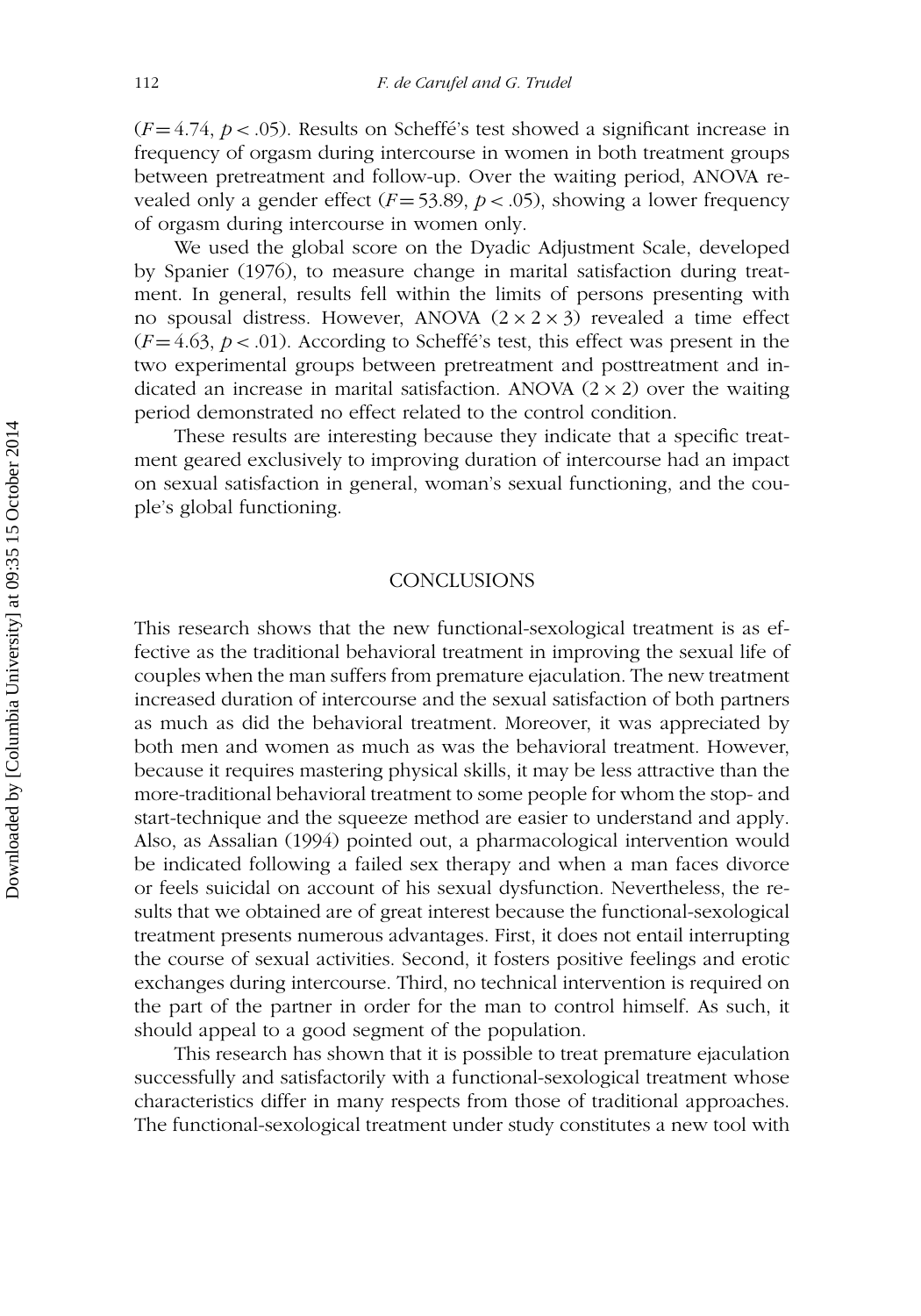($F = 4.74$, $p < .05$). Results on Scheffé's test showed a significant increase in frequency of orgasm during intercourse in women in both treatment groups between pretreatment and follow-up. Over the waiting period, ANOVA revealed only a gender effect ($F = 53.89$, $p < .05$), showing a lower frequency of orgasm during intercourse in women only.

We used the global score on the Dyadic Adjustment Scale, developed by Spanier (1976), to measure change in marital satisfaction during treatment. In general, results fell within the limits of persons presenting with no spousal distress. However, ANOVA ($2 \times 2 \times 3$) revealed a time effect ($F = 4.63$, $p < .01$). According to Scheffé's test, this effect was present in the two experimental groups between pretreatment and posttreatment and indicated an increase in marital satisfaction. ANOVA ($2 \times 2$) over the waiting period demonstrated no effect related to the control condition.

These results are interesting because they indicate that a specific treatment geared exclusively to improving duration of intercourse had an impact on sexual satisfaction in general, woman's sexual functioning, and the couple's global functioning.

## CONCLUSIONS

This research shows that the new functional-sexological treatment is as effective as the traditional behavioral treatment in improving the sexual life of couples when the man suffers from premature ejaculation. The new treatment increased duration of intercourse and the sexual satisfaction of both partners as much as did the behavioral treatment. Moreover, it was appreciated by both men and women as much as was the behavioral treatment. However, because it requires mastering physical skills, it may be less attractive than the more-traditional behavioral treatment to some people for whom the stop- and start-technique and the squeeze method are easier to understand and apply. Also, as Assalian (1994) pointed out, a pharmacological intervention would be indicated following a failed sex therapy and when a man faces divorce or feels suicidal on account of his sexual dysfunction. Nevertheless, the results that we obtained are of great interest because the functional-sexological treatment presents numerous advantages. First, it does not entail interrupting the course of sexual activities. Second, it fosters positive feelings and erotic exchanges during intercourse. Third, no technical intervention is required on the part of the partner in order for the man to control himself. As such, it should appeal to a good segment of the population.

This research has shown that it is possible to treat premature ejaculation successfully and satisfactorily with a functional-sexological treatment whose characteristics differ in many respects from those of traditional approaches. The functional-sexological treatment under study constitutes a new tool with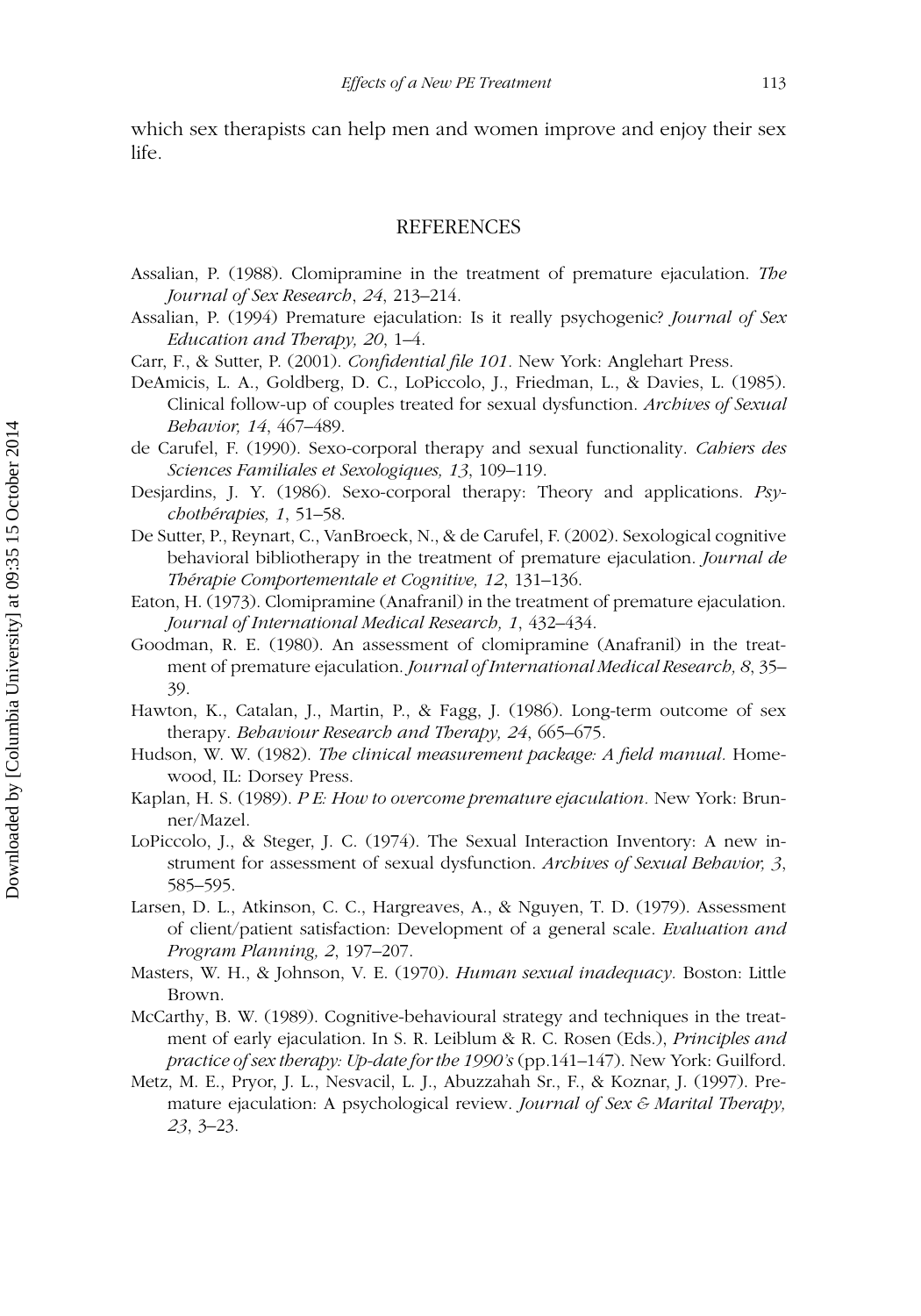which sex therapists can help men and women improve and enjoy their sex life.

## REFERENCES

Assalian, P. (1988). Clomipramine in the treatment of premature ejaculation. *The Journal of Sex Research*, *24*, 213–214.

Assalian, P. (1994) Premature ejaculation: Is it really psychogenic? *Journal of Sex Education and Therapy, 20*, 1–4.

Carr, F., & Sutter, P. (2001). *Confidential file 101*. New York: Anglehart Press.

DeAmicis, L. A., Goldberg, D. C., LoPiccolo, J., Friedman, L., & Davies, L. (1985). Clinical follow-up of couples treated for sexual dysfunction. *Archives of Sexual Behavior, 14*, 467–489.

de Carufel, F. (1990). Sexo-corporal therapy and sexual functionality. *Cahiers des Sciences Familiales et Sexologiques, 13*, 109–119.

Desjardins, J. Y. (1986). Sexo-corporal therapy: Theory and applications. *Psychothérapies, 1*, 51–58.

De Sutter, P., Reynart, C., VanBroeck, N., & de Carufel, F. (2002). Sexological cognitive behavioral bibliotherapy in the treatment of premature ejaculation. *Journal de Thérapie Comportementale et Cognitive, 12*, 131–136.

Eaton, H. (1973). Clomipramine (Anafranil) in the treatment of premature ejaculation. *Journal of International Medical Research, 1*, 432–434.

Goodman, R. E. (1980). An assessment of clomipramine (Anafranil) in the treatment of premature ejaculation. *Journal of International Medical Research, 8*, 35–39.

Hawton, K., Catalan, J., Martin, P., & Fagg, J. (1986). Long-term outcome of sex therapy. *Behaviour Research and Therapy, 24*, 665–675.

Hudson, W. W. (1982). *The clinical measurement package: A field manual*. Homewood, IL: Dorsey Press.

Kaplan, H. S. (1989). *P E: How to overcome premature ejaculation*. New York: Brunner/Mazel.

LoPiccolo, J., & Steger, J. C. (1974). The Sexual Interaction Inventory: A new instrument for assessment of sexual dysfunction. *Archives of Sexual Behavior, 3*, 585–595.

Larsen, D. L., Atkinson, C. C., Hargreaves, A., & Nguyen, T. D. (1979). Assessment of client/patient satisfaction: Development of a general scale. *Evaluation and Program Planning, 2*, 197–207.

Masters, W. H., & Johnson, V. E. (1970). *Human sexual inadequacy*. Boston: Little Brown.

McCarthy, B. W. (1989). Cognitive-behavioural strategy and techniques in the treatment of early ejaculation. In S. R. Leiblum & R. C. Rosen (Eds.), *Principles and practice of sex therapy: Up-date for the 1990's* (pp.141–147). New York: Guilford.

Metz, M. E., Pryor, J. L., Nesvacil, L. J., Abuzzahah Sr., F., & Koznar, J. (1997). Premature ejaculation: A psychological review. *Journal of Sex & Marital Therapy, 23*, 3–23.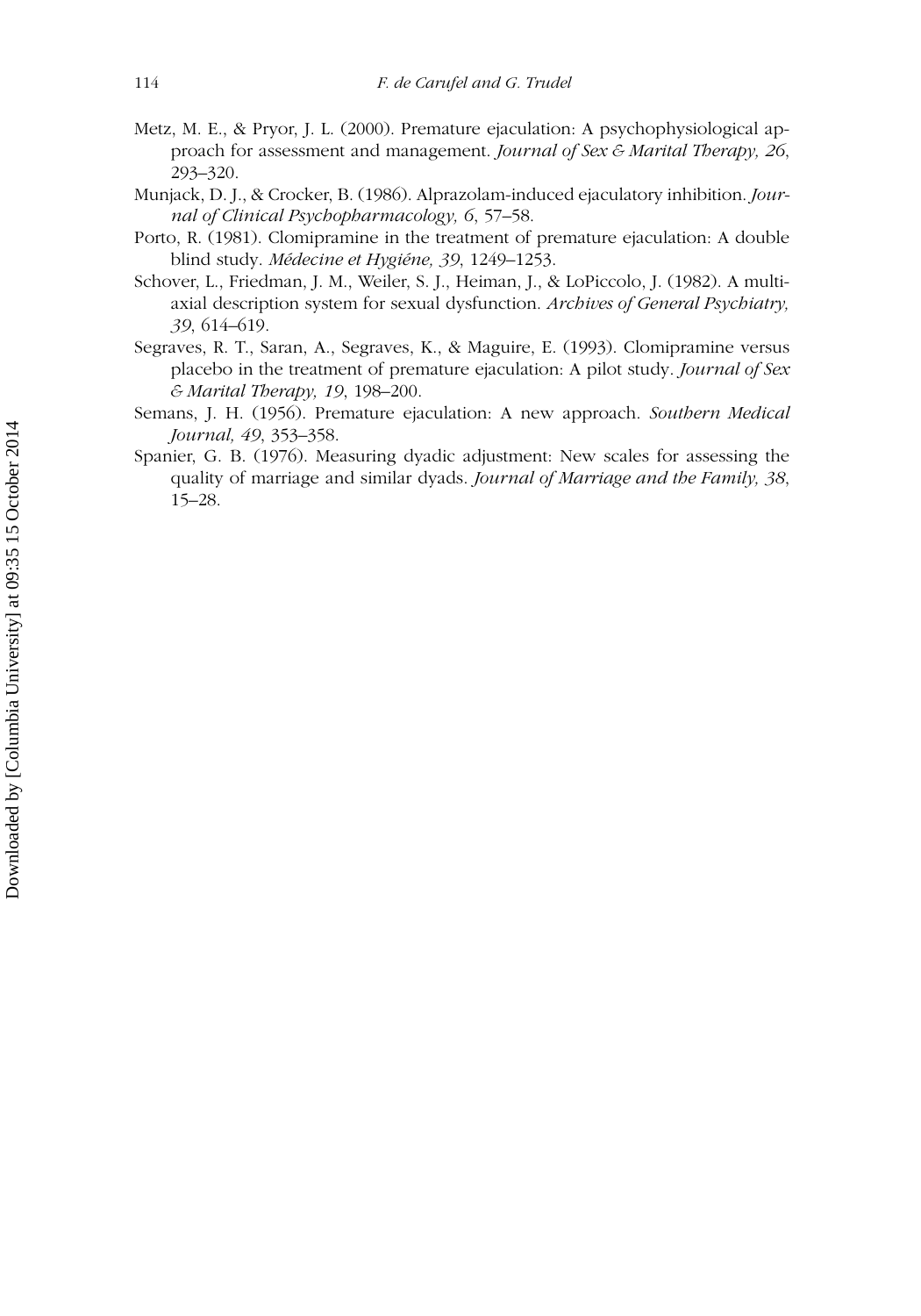Metz, M. E., & Pryor, J. L. (2000). Premature ejaculation: A psychophysiological approach for assessment and management. *Journal of Sex & Marital Therapy, 26*, 293–320.

Munjack, D. J., & Crocker, B. (1986). Alprazolam-induced ejaculatory inhibition. *Journal of Clinical Psychopharmacology, 6*, 57–58.

Porto, R. (1981). Clomipramine in the treatment of premature ejaculation: A double blind study. *Médecine et Hygiéne, 39*, 1249–1253.

Schover, L., Friedman, J. M., Weiler, S. J., Heiman, J., & LoPiccolo, J. (1982). A multiaxial description system for sexual dysfunction. *Archives of General Psychiatry, 39*, 614–619.

Segraves, R. T., Saran, A., Segraves, K., & Maguire, E. (1993). Clomipramine versus placebo in the treatment of premature ejaculation: A pilot study. *Journal of Sex & Marital Therapy, 19*, 198–200.

Semans, J. H. (1956). Premature ejaculation: A new approach. *Southern Medical Journal, 49*, 353–358.

Spanier, G. B. (1976). Measuring dyadic adjustment: New scales for assessing the quality of marriage and similar dyads. *Journal of Marriage and the Family, 38*, 15–28.